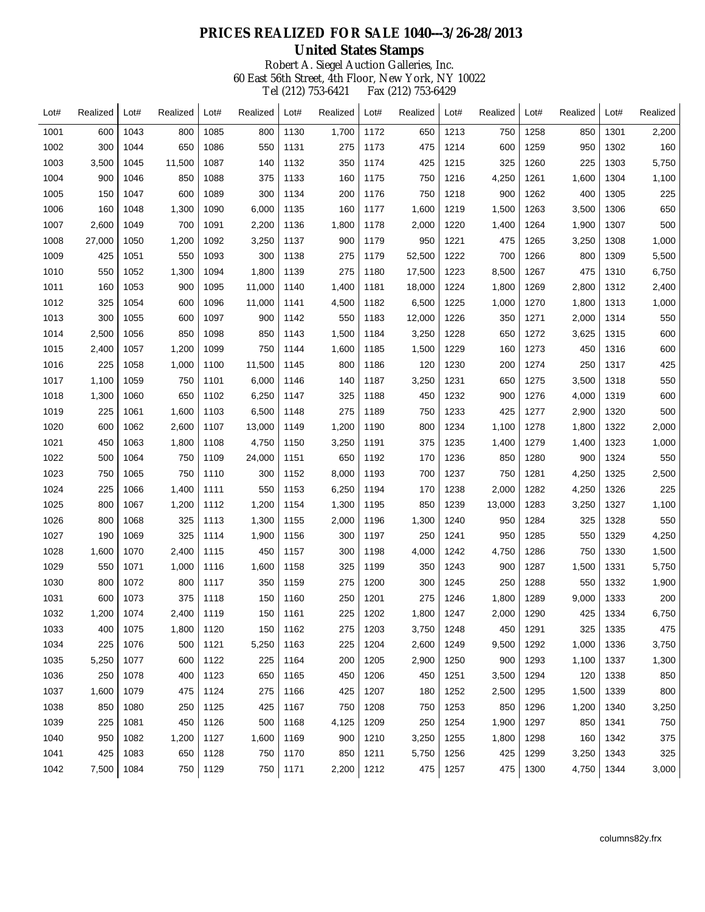# PRICES REALIZED FOR SALE 1040---3/26-28/2013

## United States Stamps

Robert A. Siegel Auction Galleries, Inc.
60 East 56th Street, 4th Floor, New York, NY 10022
Tel (212) 753-6421 Fax (212) 753-6429

| Lot# | Realized | Lot# | Realized | Lot# | Realized | Lot# | Realized | Lot# | Realized | Lot# | Realized | Lot# | Realized | Lot# | Realized |
|---|---|---|---|---|---|---|---|---|---|---|---|---|---|---|---|
| 1001 | 600 | 1043 | 800 | 1085 | 800 | 1130 | 1,700 | 1172 | 650 | 1213 | 750 | 1258 | 850 | 1301 | 2,200 |
| 1002 | 300 | 1044 | 650 | 1086 | 550 | 1131 | 275 | 1173 | 475 | 1214 | 600 | 1259 | 950 | 1302 | 160 |
| 1003 | 3,500 | 1045 | 11,500 | 1087 | 140 | 1132 | 350 | 1174 | 425 | 1215 | 325 | 1260 | 225 | 1303 | 5,750 |
| 1004 | 900 | 1046 | 850 | 1088 | 375 | 1133 | 160 | 1175 | 750 | 1216 | 4,250 | 1261 | 1,600 | 1304 | 1,100 |
| 1005 | 150 | 1047 | 600 | 1089 | 300 | 1134 | 200 | 1176 | 750 | 1218 | 900 | 1262 | 400 | 1305 | 225 |
| 1006 | 160 | 1048 | 1,300 | 1090 | 6,000 | 1135 | 160 | 1177 | 1,600 | 1219 | 1,500 | 1263 | 3,500 | 1306 | 650 |
| 1007 | 2,600 | 1049 | 700 | 1091 | 2,200 | 1136 | 1,800 | 1178 | 2,000 | 1220 | 1,400 | 1264 | 1,900 | 1307 | 500 |
| 1008 | 27,000 | 1050 | 1,200 | 1092 | 3,250 | 1137 | 900 | 1179 | 950 | 1221 | 475 | 1265 | 3,250 | 1308 | 1,000 |
| 1009 | 425 | 1051 | 550 | 1093 | 300 | 1138 | 275 | 1179 | 52,500 | 1222 | 700 | 1266 | 800 | 1309 | 5,500 |
| 1010 | 550 | 1052 | 1,300 | 1094 | 1,800 | 1139 | 275 | 1180 | 17,500 | 1223 | 8,500 | 1267 | 475 | 1310 | 6,750 |
| 1011 | 160 | 1053 | 900 | 1095 | 11,000 | 1140 | 1,400 | 1181 | 18,000 | 1224 | 1,800 | 1269 | 2,800 | 1312 | 2,400 |
| 1012 | 325 | 1054 | 600 | 1096 | 11,000 | 1141 | 4,500 | 1182 | 6,500 | 1225 | 1,000 | 1270 | 1,800 | 1313 | 1,000 |
| 1013 | 300 | 1055 | 600 | 1097 | 900 | 1142 | 550 | 1183 | 12,000 | 1226 | 350 | 1271 | 2,000 | 1314 | 550 |
| 1014 | 2,500 | 1056 | 850 | 1098 | 850 | 1143 | 1,500 | 1184 | 3,250 | 1228 | 650 | 1272 | 3,625 | 1315 | 600 |
| 1015 | 2,400 | 1057 | 1,200 | 1099 | 750 | 1144 | 1,600 | 1185 | 1,500 | 1229 | 160 | 1273 | 450 | 1316 | 600 |
| 1016 | 225 | 1058 | 1,000 | 1100 | 11,500 | 1145 | 800 | 1186 | 120 | 1230 | 200 | 1274 | 250 | 1317 | 425 |
| 1017 | 1,100 | 1059 | 750 | 1101 | 6,000 | 1146 | 140 | 1187 | 3,250 | 1231 | 650 | 1275 | 3,500 | 1318 | 550 |
| 1018 | 1,300 | 1060 | 650 | 1102 | 6,250 | 1147 | 325 | 1188 | 450 | 1232 | 900 | 1276 | 4,000 | 1319 | 600 |
| 1019 | 225 | 1061 | 1,600 | 1103 | 6,500 | 1148 | 275 | 1189 | 750 | 1233 | 425 | 1277 | 2,900 | 1320 | 500 |
| 1020 | 600 | 1062 | 2,600 | 1107 | 13,000 | 1149 | 1,200 | 1190 | 800 | 1234 | 1,100 | 1278 | 1,800 | 1322 | 2,000 |
| 1021 | 450 | 1063 | 1,800 | 1108 | 4,750 | 1150 | 3,250 | 1191 | 375 | 1235 | 1,400 | 1279 | 1,400 | 1323 | 1,000 |
| 1022 | 500 | 1064 | 750 | 1109 | 24,000 | 1151 | 650 | 1192 | 170 | 1236 | 850 | 1280 | 900 | 1324 | 550 |
| 1023 | 750 | 1065 | 750 | 1110 | 300 | 1152 | 8,000 | 1193 | 700 | 1237 | 750 | 1281 | 4,250 | 1325 | 2,500 |
| 1024 | 225 | 1066 | 1,400 | 1111 | 550 | 1153 | 6,250 | 1194 | 170 | 1238 | 2,000 | 1282 | 4,250 | 1326 | 225 |
| 1025 | 800 | 1067 | 1,200 | 1112 | 1,200 | 1154 | 1,300 | 1195 | 850 | 1239 | 13,000 | 1283 | 3,250 | 1327 | 1,100 |
| 1026 | 800 | 1068 | 325 | 1113 | 1,300 | 1155 | 2,000 | 1196 | 1,300 | 1240 | 950 | 1284 | 325 | 1328 | 550 |
| 1027 | 190 | 1069 | 325 | 1114 | 1,900 | 1156 | 300 | 1197 | 250 | 1241 | 950 | 1285 | 550 | 1329 | 4,250 |
| 1028 | 1,600 | 1070 | 2,400 | 1115 | 450 | 1157 | 300 | 1198 | 4,000 | 1242 | 4,750 | 1286 | 750 | 1330 | 1,500 |
| 1029 | 550 | 1071 | 1,000 | 1116 | 1,600 | 1158 | 325 | 1199 | 350 | 1243 | 900 | 1287 | 1,500 | 1331 | 5,750 |
| 1030 | 800 | 1072 | 800 | 1117 | 350 | 1159 | 275 | 1200 | 300 | 1245 | 250 | 1288 | 550 | 1332 | 1,900 |
| 1031 | 600 | 1073 | 375 | 1118 | 150 | 1160 | 250 | 1201 | 275 | 1246 | 1,800 | 1289 | 9,000 | 1333 | 200 |
| 1032 | 1,200 | 1074 | 2,400 | 1119 | 150 | 1161 | 225 | 1202 | 1,800 | 1247 | 2,000 | 1290 | 425 | 1334 | 6,750 |
| 1033 | 400 | 1075 | 1,800 | 1120 | 150 | 1162 | 275 | 1203 | 3,750 | 1248 | 450 | 1291 | 325 | 1335 | 475 |
| 1034 | 225 | 1076 | 500 | 1121 | 5,250 | 1163 | 225 | 1204 | 2,600 | 1249 | 9,500 | 1292 | 1,000 | 1336 | 3,750 |
| 1035 | 5,250 | 1077 | 600 | 1122 | 225 | 1164 | 200 | 1205 | 2,900 | 1250 | 900 | 1293 | 1,100 | 1337 | 1,300 |
| 1036 | 250 | 1078 | 400 | 1123 | 650 | 1165 | 450 | 1206 | 450 | 1251 | 3,500 | 1294 | 120 | 1338 | 850 |
| 1037 | 1,600 | 1079 | 475 | 1124 | 275 | 1166 | 425 | 1207 | 180 | 1252 | 2,500 | 1295 | 1,500 | 1339 | 800 |
| 1038 | 850 | 1080 | 250 | 1125 | 425 | 1167 | 750 | 1208 | 750 | 1253 | 850 | 1296 | 1,200 | 1340 | 3,250 |
| 1039 | 225 | 1081 | 450 | 1126 | 500 | 1168 | 4,125 | 1209 | 250 | 1254 | 1,900 | 1297 | 850 | 1341 | 750 |
| 1040 | 950 | 1082 | 1,200 | 1127 | 1,600 | 1169 | 900 | 1210 | 3,250 | 1255 | 1,800 | 1298 | 160 | 1342 | 375 |
| 1041 | 425 | 1083 | 650 | 1128 | 750 | 1170 | 850 | 1211 | 5,750 | 1256 | 425 | 1299 | 3,250 | 1343 | 325 |
| 1042 | 7,500 | 1084 | 750 | 1129 | 750 | 1171 | 2,200 | 1212 | 475 | 1257 | 475 | 1300 | 4,750 | 1344 | 3,000 |

columns82y.frx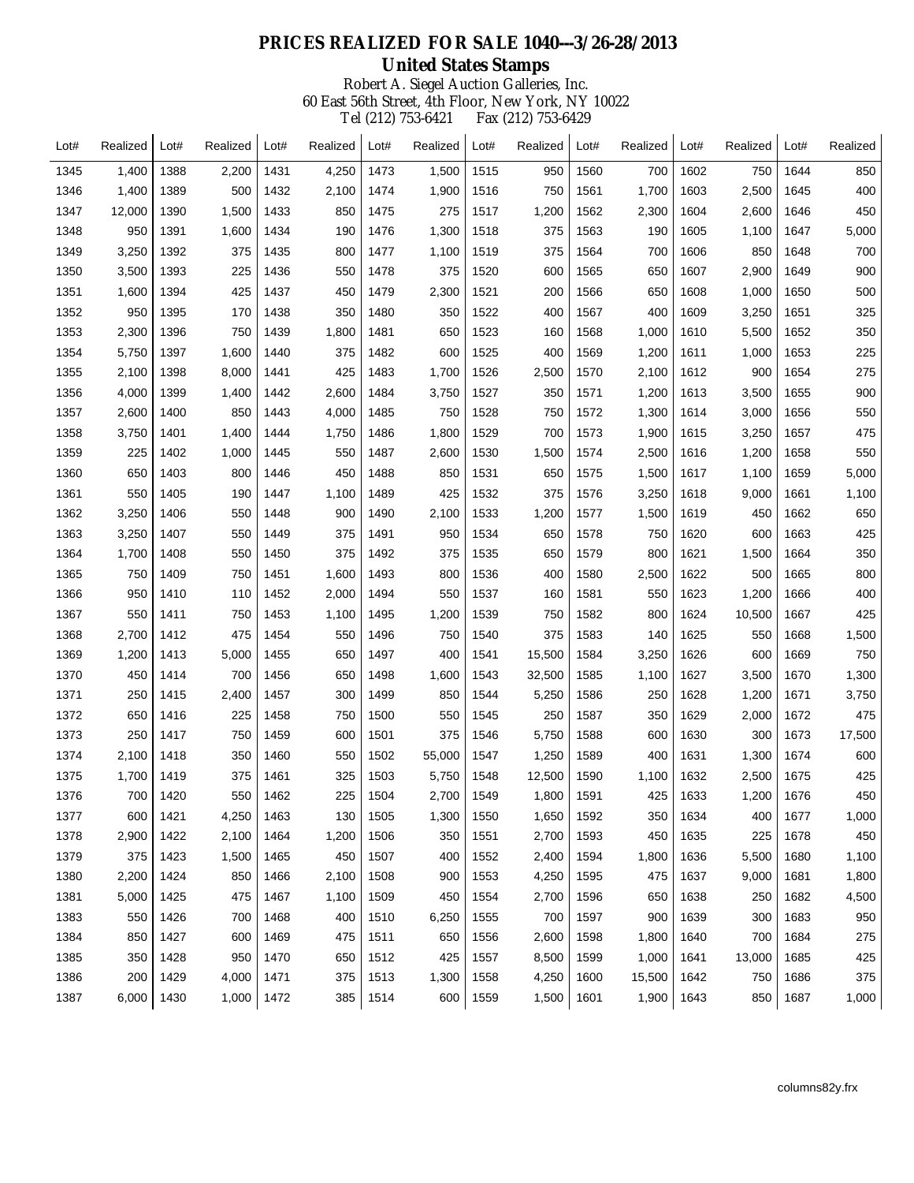# PRICES REALIZED FOR SALE 1040---3/26-28/2013

## United States Stamps

Robert A. Siegel Auction Galleries, Inc.
60 East 56th Street, 4th Floor, New York, NY 10022
Tel (212) 753-6421 Fax (212) 753-6429

| Lot# | Realized | Lot# | Realized | Lot# | Realized | Lot# | Realized | Lot# | Realized | Lot# | Realized | Lot# | Realized | Lot# | Realized |
|---|---|---|---|---|---|---|---|---|---|---|---|---|---|---|---|
| 1345 | 1,400 | 1388 | 2,200 | 1431 | 4,250 | 1473 | 1,500 | 1515 | 950 | 1560 | 700 | 1602 | 750 | 1644 | 850 |
| 1346 | 1,400 | 1389 | 500 | 1432 | 2,100 | 1474 | 1,900 | 1516 | 750 | 1561 | 1,700 | 1603 | 2,500 | 1645 | 400 |
| 1347 | 12,000 | 1390 | 1,500 | 1433 | 850 | 1475 | 275 | 1517 | 1,200 | 1562 | 2,300 | 1604 | 2,600 | 1646 | 450 |
| 1348 | 950 | 1391 | 1,600 | 1434 | 190 | 1476 | 1,300 | 1518 | 375 | 1563 | 190 | 1605 | 1,100 | 1647 | 5,000 |
| 1349 | 3,250 | 1392 | 375 | 1435 | 800 | 1477 | 1,100 | 1519 | 375 | 1564 | 700 | 1606 | 850 | 1648 | 700 |
| 1350 | 3,500 | 1393 | 225 | 1436 | 550 | 1478 | 375 | 1520 | 600 | 1565 | 650 | 1607 | 2,900 | 1649 | 900 |
| 1351 | 1,600 | 1394 | 425 | 1437 | 450 | 1479 | 2,300 | 1521 | 200 | 1566 | 650 | 1608 | 1,000 | 1650 | 500 |
| 1352 | 950 | 1395 | 170 | 1438 | 350 | 1480 | 350 | 1522 | 400 | 1567 | 400 | 1609 | 3,250 | 1651 | 325 |
| 1353 | 2,300 | 1396 | 750 | 1439 | 1,800 | 1481 | 650 | 1523 | 160 | 1568 | 1,000 | 1610 | 5,500 | 1652 | 350 |
| 1354 | 5,750 | 1397 | 1,600 | 1440 | 375 | 1482 | 600 | 1525 | 400 | 1569 | 1,200 | 1611 | 1,000 | 1653 | 225 |
| 1355 | 2,100 | 1398 | 8,000 | 1441 | 425 | 1483 | 1,700 | 1526 | 2,500 | 1570 | 2,100 | 1612 | 900 | 1654 | 275 |
| 1356 | 4,000 | 1399 | 1,400 | 1442 | 2,600 | 1484 | 3,750 | 1527 | 350 | 1571 | 1,200 | 1613 | 3,500 | 1655 | 900 |
| 1357 | 2,600 | 1400 | 850 | 1443 | 4,000 | 1485 | 750 | 1528 | 750 | 1572 | 1,300 | 1614 | 3,000 | 1656 | 550 |
| 1358 | 3,750 | 1401 | 1,400 | 1444 | 1,750 | 1486 | 1,800 | 1529 | 700 | 1573 | 1,900 | 1615 | 3,250 | 1657 | 475 |
| 1359 | 225 | 1402 | 1,000 | 1445 | 550 | 1487 | 2,600 | 1530 | 1,500 | 1574 | 2,500 | 1616 | 1,200 | 1658 | 550 |
| 1360 | 650 | 1403 | 800 | 1446 | 450 | 1488 | 850 | 1531 | 650 | 1575 | 1,500 | 1617 | 1,100 | 1659 | 5,000 |
| 1361 | 550 | 1405 | 190 | 1447 | 1,100 | 1489 | 425 | 1532 | 375 | 1576 | 3,250 | 1618 | 9,000 | 1661 | 1,100 |
| 1362 | 3,250 | 1406 | 550 | 1448 | 900 | 1490 | 2,100 | 1533 | 1,200 | 1577 | 1,500 | 1619 | 450 | 1662 | 650 |
| 1363 | 3,250 | 1407 | 550 | 1449 | 375 | 1491 | 950 | 1534 | 650 | 1578 | 750 | 1620 | 600 | 1663 | 425 |
| 1364 | 1,700 | 1408 | 550 | 1450 | 375 | 1492 | 375 | 1535 | 650 | 1579 | 800 | 1621 | 1,500 | 1664 | 350 |
| 1365 | 750 | 1409 | 750 | 1451 | 1,600 | 1493 | 800 | 1536 | 400 | 1580 | 2,500 | 1622 | 500 | 1665 | 800 |
| 1366 | 950 | 1410 | 110 | 1452 | 2,000 | 1494 | 550 | 1537 | 160 | 1581 | 550 | 1623 | 1,200 | 1666 | 400 |
| 1367 | 550 | 1411 | 750 | 1453 | 1,100 | 1495 | 1,200 | 1539 | 750 | 1582 | 800 | 1624 | 10,500 | 1667 | 425 |
| 1368 | 2,700 | 1412 | 475 | 1454 | 550 | 1496 | 750 | 1540 | 375 | 1583 | 140 | 1625 | 550 | 1668 | 1,500 |
| 1369 | 1,200 | 1413 | 5,000 | 1455 | 650 | 1497 | 400 | 1541 | 15,500 | 1584 | 3,250 | 1626 | 600 | 1669 | 750 |
| 1370 | 450 | 1414 | 700 | 1456 | 650 | 1498 | 1,600 | 1543 | 32,500 | 1585 | 1,100 | 1627 | 3,500 | 1670 | 1,300 |
| 1371 | 250 | 1415 | 2,400 | 1457 | 300 | 1499 | 850 | 1544 | 5,250 | 1586 | 250 | 1628 | 1,200 | 1671 | 3,750 |
| 1372 | 650 | 1416 | 225 | 1458 | 750 | 1500 | 550 | 1545 | 250 | 1587 | 350 | 1629 | 2,000 | 1672 | 475 |
| 1373 | 250 | 1417 | 750 | 1459 | 600 | 1501 | 375 | 1546 | 5,750 | 1588 | 600 | 1630 | 300 | 1673 | 17,500 |
| 1374 | 2,100 | 1418 | 350 | 1460 | 550 | 1502 | 55,000 | 1547 | 1,250 | 1589 | 400 | 1631 | 1,300 | 1674 | 600 |
| 1375 | 1,700 | 1419 | 375 | 1461 | 325 | 1503 | 5,750 | 1548 | 12,500 | 1590 | 1,100 | 1632 | 2,500 | 1675 | 425 |
| 1376 | 700 | 1420 | 550 | 1462 | 225 | 1504 | 2,700 | 1549 | 1,800 | 1591 | 425 | 1633 | 1,200 | 1676 | 450 |
| 1377 | 600 | 1421 | 4,250 | 1463 | 130 | 1505 | 1,300 | 1550 | 1,650 | 1592 | 350 | 1634 | 400 | 1677 | 1,000 |
| 1378 | 2,900 | 1422 | 2,100 | 1464 | 1,200 | 1506 | 350 | 1551 | 2,700 | 1593 | 450 | 1635 | 225 | 1678 | 450 |
| 1379 | 375 | 1423 | 1,500 | 1465 | 450 | 1507 | 400 | 1552 | 2,400 | 1594 | 1,800 | 1636 | 5,500 | 1680 | 1,100 |
| 1380 | 2,200 | 1424 | 850 | 1466 | 2,100 | 1508 | 900 | 1553 | 4,250 | 1595 | 475 | 1637 | 9,000 | 1681 | 1,800 |
| 1381 | 5,000 | 1425 | 475 | 1467 | 1,100 | 1509 | 450 | 1554 | 2,700 | 1596 | 650 | 1638 | 250 | 1682 | 4,500 |
| 1383 | 550 | 1426 | 700 | 1468 | 400 | 1510 | 6,250 | 1555 | 700 | 1597 | 900 | 1639 | 300 | 1683 | 950 |
| 1384 | 850 | 1427 | 600 | 1469 | 475 | 1511 | 650 | 1556 | 2,600 | 1598 | 1,800 | 1640 | 700 | 1684 | 275 |
| 1385 | 350 | 1428 | 950 | 1470 | 650 | 1512 | 425 | 1557 | 8,500 | 1599 | 1,000 | 1641 | 13,000 | 1685 | 425 |
| 1386 | 200 | 1429 | 4,000 | 1471 | 375 | 1513 | 1,300 | 1558 | 4,250 | 1600 | 15,500 | 1642 | 750 | 1686 | 375 |
| 1387 | 6,000 | 1430 | 1,000 | 1472 | 385 | 1514 | 600 | 1559 | 1,500 | 1601 | 1,900 | 1643 | 850 | 1687 | 1,000 |

columns82y.frx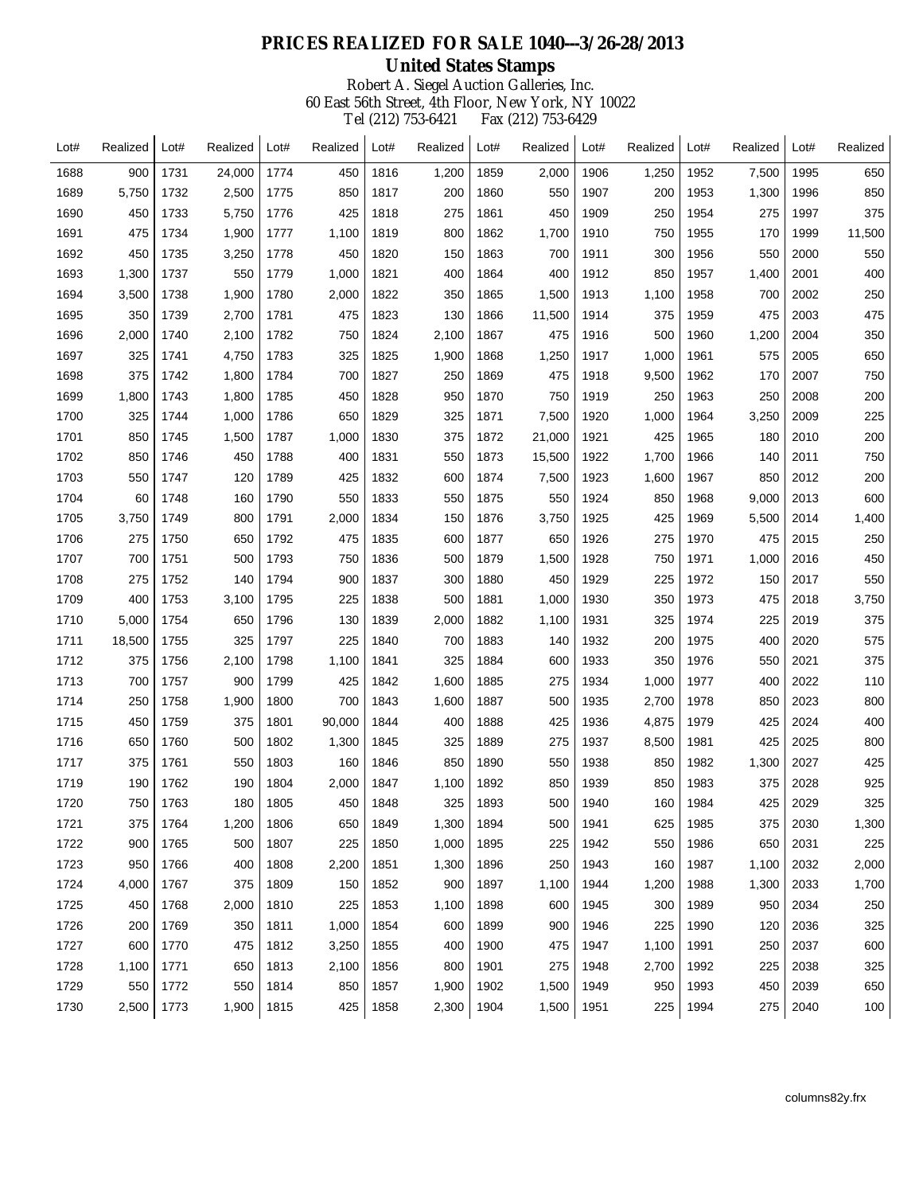# PRICES REALIZED FOR SALE 1040---3/26-28/2013

## United States Stamps

Robert A. Siegel Auction Galleries, Inc.
60 East 56th Street, 4th Floor, New York, NY 10022
Tel (212) 753-6421 Fax (212) 753-6429

| Lot# | Realized | Lot# | Realized | Lot# | Realized | Lot# | Realized | Lot# | Realized | Lot# | Realized | Lot# | Realized | Lot# | Realized |
|---|---|---|---|---|---|---|---|---|---|---|---|---|---|---|---|
| 1688 | 900 | 1731 | 24,000 | 1774 | 450 | 1816 | 1,200 | 1859 | 2,000 | 1906 | 1,250 | 1952 | 7,500 | 1995 | 650 |
| 1689 | 5,750 | 1732 | 2,500 | 1775 | 850 | 1817 | 200 | 1860 | 550 | 1907 | 200 | 1953 | 1,300 | 1996 | 850 |
| 1690 | 450 | 1733 | 5,750 | 1776 | 425 | 1818 | 275 | 1861 | 450 | 1909 | 250 | 1954 | 275 | 1997 | 375 |
| 1691 | 475 | 1734 | 1,900 | 1777 | 1,100 | 1819 | 800 | 1862 | 1,700 | 1910 | 750 | 1955 | 170 | 1999 | 11,500 |
| 1692 | 450 | 1735 | 3,250 | 1778 | 450 | 1820 | 150 | 1863 | 700 | 1911 | 300 | 1956 | 550 | 2000 | 550 |
| 1693 | 1,300 | 1737 | 550 | 1779 | 1,000 | 1821 | 400 | 1864 | 400 | 1912 | 850 | 1957 | 1,400 | 2001 | 400 |
| 1694 | 3,500 | 1738 | 1,900 | 1780 | 2,000 | 1822 | 350 | 1865 | 1,500 | 1913 | 1,100 | 1958 | 700 | 2002 | 250 |
| 1695 | 350 | 1739 | 2,700 | 1781 | 475 | 1823 | 130 | 1866 | 11,500 | 1914 | 375 | 1959 | 475 | 2003 | 475 |
| 1696 | 2,000 | 1740 | 2,100 | 1782 | 750 | 1824 | 2,100 | 1867 | 475 | 1916 | 500 | 1960 | 1,200 | 2004 | 350 |
| 1697 | 325 | 1741 | 4,750 | 1783 | 325 | 1825 | 1,900 | 1868 | 1,250 | 1917 | 1,000 | 1961 | 575 | 2005 | 650 |
| 1698 | 375 | 1742 | 1,800 | 1784 | 700 | 1827 | 250 | 1869 | 475 | 1918 | 9,500 | 1962 | 170 | 2007 | 750 |
| 1699 | 1,800 | 1743 | 1,800 | 1785 | 450 | 1828 | 950 | 1870 | 750 | 1919 | 250 | 1963 | 250 | 2008 | 200 |
| 1700 | 325 | 1744 | 1,000 | 1786 | 650 | 1829 | 325 | 1871 | 7,500 | 1920 | 1,000 | 1964 | 3,250 | 2009 | 225 |
| 1701 | 850 | 1745 | 1,500 | 1787 | 1,000 | 1830 | 375 | 1872 | 21,000 | 1921 | 425 | 1965 | 180 | 2010 | 200 |
| 1702 | 850 | 1746 | 450 | 1788 | 400 | 1831 | 550 | 1873 | 15,500 | 1922 | 1,700 | 1966 | 140 | 2011 | 750 |
| 1703 | 550 | 1747 | 120 | 1789 | 425 | 1832 | 600 | 1874 | 7,500 | 1923 | 1,600 | 1967 | 850 | 2012 | 200 |
| 1704 | 60 | 1748 | 160 | 1790 | 550 | 1833 | 550 | 1875 | 550 | 1924 | 850 | 1968 | 9,000 | 2013 | 600 |
| 1705 | 3,750 | 1749 | 800 | 1791 | 2,000 | 1834 | 150 | 1876 | 3,750 | 1925 | 425 | 1969 | 5,500 | 2014 | 1,400 |
| 1706 | 275 | 1750 | 650 | 1792 | 475 | 1835 | 600 | 1877 | 650 | 1926 | 275 | 1970 | 475 | 2015 | 250 |
| 1707 | 700 | 1751 | 500 | 1793 | 750 | 1836 | 500 | 1879 | 1,500 | 1928 | 750 | 1971 | 1,000 | 2016 | 450 |
| 1708 | 275 | 1752 | 140 | 1794 | 900 | 1837 | 300 | 1880 | 450 | 1929 | 225 | 1972 | 150 | 2017 | 550 |
| 1709 | 400 | 1753 | 3,100 | 1795 | 225 | 1838 | 500 | 1881 | 1,000 | 1930 | 350 | 1973 | 475 | 2018 | 3,750 |
| 1710 | 5,000 | 1754 | 650 | 1796 | 130 | 1839 | 2,000 | 1882 | 1,100 | 1931 | 325 | 1974 | 225 | 2019 | 375 |
| 1711 | 18,500 | 1755 | 325 | 1797 | 225 | 1840 | 700 | 1883 | 140 | 1932 | 200 | 1975 | 400 | 2020 | 575 |
| 1712 | 375 | 1756 | 2,100 | 1798 | 1,100 | 1841 | 325 | 1884 | 600 | 1933 | 350 | 1976 | 550 | 2021 | 375 |
| 1713 | 700 | 1757 | 900 | 1799 | 425 | 1842 | 1,600 | 1885 | 275 | 1934 | 1,000 | 1977 | 400 | 2022 | 110 |
| 1714 | 250 | 1758 | 1,900 | 1800 | 700 | 1843 | 1,600 | 1887 | 500 | 1935 | 2,700 | 1978 | 850 | 2023 | 800 |
| 1715 | 450 | 1759 | 375 | 1801 | 90,000 | 1844 | 400 | 1888 | 425 | 1936 | 4,875 | 1979 | 425 | 2024 | 400 |
| 1716 | 650 | 1760 | 500 | 1802 | 1,300 | 1845 | 325 | 1889 | 275 | 1937 | 8,500 | 1981 | 425 | 2025 | 800 |
| 1717 | 375 | 1761 | 550 | 1803 | 160 | 1846 | 850 | 1890 | 550 | 1938 | 850 | 1982 | 1,300 | 2027 | 425 |
| 1719 | 190 | 1762 | 190 | 1804 | 2,000 | 1847 | 1,100 | 1892 | 850 | 1939 | 850 | 1983 | 375 | 2028 | 925 |
| 1720 | 750 | 1763 | 180 | 1805 | 450 | 1848 | 325 | 1893 | 500 | 1940 | 160 | 1984 | 425 | 2029 | 325 |
| 1721 | 375 | 1764 | 1,200 | 1806 | 650 | 1849 | 1,300 | 1894 | 500 | 1941 | 625 | 1985 | 375 | 2030 | 1,300 |
| 1722 | 900 | 1765 | 500 | 1807 | 225 | 1850 | 1,000 | 1895 | 225 | 1942 | 550 | 1986 | 650 | 2031 | 225 |
| 1723 | 950 | 1766 | 400 | 1808 | 2,200 | 1851 | 1,300 | 1896 | 250 | 1943 | 160 | 1987 | 1,100 | 2032 | 2,000 |
| 1724 | 4,000 | 1767 | 375 | 1809 | 150 | 1852 | 900 | 1897 | 1,100 | 1944 | 1,200 | 1988 | 1,300 | 2033 | 1,700 |
| 1725 | 450 | 1768 | 2,000 | 1810 | 225 | 1853 | 1,100 | 1898 | 600 | 1945 | 300 | 1989 | 950 | 2034 | 250 |
| 1726 | 200 | 1769 | 350 | 1811 | 1,000 | 1854 | 600 | 1899 | 900 | 1946 | 225 | 1990 | 120 | 2036 | 325 |
| 1727 | 600 | 1770 | 475 | 1812 | 3,250 | 1855 | 400 | 1900 | 475 | 1947 | 1,100 | 1991 | 250 | 2037 | 600 |
| 1728 | 1,100 | 1771 | 650 | 1813 | 2,100 | 1856 | 800 | 1901 | 275 | 1948 | 2,700 | 1992 | 225 | 2038 | 325 |
| 1729 | 550 | 1772 | 550 | 1814 | 850 | 1857 | 1,900 | 1902 | 1,500 | 1949 | 950 | 1993 | 450 | 2039 | 650 |
| 1730 | 2,500 | 1773 | 1,900 | 1815 | 425 | 1858 | 2,300 | 1904 | 1,500 | 1951 | 225 | 1994 | 275 | 2040 | 100 |

columns82y.frx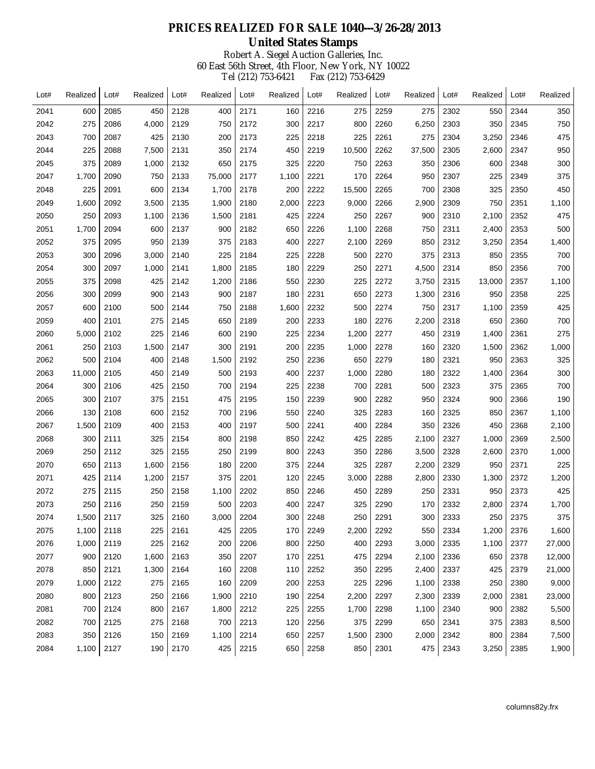# PRICES REALIZED FOR SALE 1040---3/26-28/2013

## United States Stamps

Robert A. Siegel Auction Galleries, Inc.
60 East 56th Street, 4th Floor, New York, NY 10022
Tel (212) 753-6421 Fax (212) 753-6429

| Lot# | Realized | Lot# | Realized | Lot# | Realized | Lot# | Realized | Lot# | Realized | Lot# | Realized | Lot# | Realized | Lot# | Realized |
|---|---|---|---|---|---|---|---|---|---|---|---|---|---|---|---|
| 2041 | 600 | 2085 | 450 | 2128 | 400 | 2171 | 160 | 2216 | 275 | 2259 | 275 | 2302 | 550 | 2344 | 350 |
| 2042 | 275 | 2086 | 4,000 | 2129 | 750 | 2172 | 300 | 2217 | 800 | 2260 | 6,250 | 2303 | 350 | 2345 | 750 |
| 2043 | 700 | 2087 | 425 | 2130 | 200 | 2173 | 225 | 2218 | 225 | 2261 | 275 | 2304 | 3,250 | 2346 | 475 |
| 2044 | 225 | 2088 | 7,500 | 2131 | 350 | 2174 | 450 | 2219 | 10,500 | 2262 | 37,500 | 2305 | 2,600 | 2347 | 950 |
| 2045 | 375 | 2089 | 1,000 | 2132 | 650 | 2175 | 325 | 2220 | 750 | 2263 | 350 | 2306 | 600 | 2348 | 300 |
| 2047 | 1,700 | 2090 | 750 | 2133 | 75,000 | 2177 | 1,100 | 2221 | 170 | 2264 | 950 | 2307 | 225 | 2349 | 375 |
| 2048 | 225 | 2091 | 600 | 2134 | 1,700 | 2178 | 200 | 2222 | 15,500 | 2265 | 700 | 2308 | 325 | 2350 | 450 |
| 2049 | 1,600 | 2092 | 3,500 | 2135 | 1,900 | 2180 | 2,000 | 2223 | 9,000 | 2266 | 2,900 | 2309 | 750 | 2351 | 1,100 |
| 2050 | 250 | 2093 | 1,100 | 2136 | 1,500 | 2181 | 425 | 2224 | 250 | 2267 | 900 | 2310 | 2,100 | 2352 | 475 |
| 2051 | 1,700 | 2094 | 600 | 2137 | 900 | 2182 | 650 | 2226 | 1,100 | 2268 | 750 | 2311 | 2,400 | 2353 | 500 |
| 2052 | 375 | 2095 | 950 | 2139 | 375 | 2183 | 400 | 2227 | 2,100 | 2269 | 850 | 2312 | 3,250 | 2354 | 1,400 |
| 2053 | 300 | 2096 | 3,000 | 2140 | 225 | 2184 | 225 | 2228 | 500 | 2270 | 375 | 2313 | 850 | 2355 | 700 |
| 2054 | 300 | 2097 | 1,000 | 2141 | 1,800 | 2185 | 180 | 2229 | 250 | 2271 | 4,500 | 2314 | 850 | 2356 | 700 |
| 2055 | 375 | 2098 | 425 | 2142 | 1,200 | 2186 | 550 | 2230 | 225 | 2272 | 3,750 | 2315 | 13,000 | 2357 | 1,100 |
| 2056 | 300 | 2099 | 900 | 2143 | 900 | 2187 | 180 | 2231 | 650 | 2273 | 1,300 | 2316 | 950 | 2358 | 225 |
| 2057 | 600 | 2100 | 500 | 2144 | 750 | 2188 | 1,600 | 2232 | 500 | 2274 | 750 | 2317 | 1,100 | 2359 | 425 |
| 2059 | 400 | 2101 | 275 | 2145 | 650 | 2189 | 200 | 2233 | 180 | 2276 | 2,200 | 2318 | 650 | 2360 | 700 |
| 2060 | 5,000 | 2102 | 225 | 2146 | 600 | 2190 | 225 | 2234 | 1,200 | 2277 | 450 | 2319 | 1,400 | 2361 | 275 |
| 2061 | 250 | 2103 | 1,500 | 2147 | 300 | 2191 | 200 | 2235 | 1,000 | 2278 | 160 | 2320 | 1,500 | 2362 | 1,000 |
| 2062 | 500 | 2104 | 400 | 2148 | 1,500 | 2192 | 250 | 2236 | 650 | 2279 | 180 | 2321 | 950 | 2363 | 325 |
| 2063 | 11,000 | 2105 | 450 | 2149 | 500 | 2193 | 400 | 2237 | 1,000 | 2280 | 180 | 2322 | 1,400 | 2364 | 300 |
| 2064 | 300 | 2106 | 425 | 2150 | 700 | 2194 | 225 | 2238 | 700 | 2281 | 500 | 2323 | 375 | 2365 | 700 |
| 2065 | 300 | 2107 | 375 | 2151 | 475 | 2195 | 150 | 2239 | 900 | 2282 | 950 | 2324 | 900 | 2366 | 190 |
| 2066 | 130 | 2108 | 600 | 2152 | 700 | 2196 | 550 | 2240 | 325 | 2283 | 160 | 2325 | 850 | 2367 | 1,100 |
| 2067 | 1,500 | 2109 | 400 | 2153 | 400 | 2197 | 500 | 2241 | 400 | 2284 | 350 | 2326 | 450 | 2368 | 2,100 |
| 2068 | 300 | 2111 | 325 | 2154 | 800 | 2198 | 850 | 2242 | 425 | 2285 | 2,100 | 2327 | 1,000 | 2369 | 2,500 |
| 2069 | 250 | 2112 | 325 | 2155 | 250 | 2199 | 800 | 2243 | 350 | 2286 | 3,500 | 2328 | 2,600 | 2370 | 1,000 |
| 2070 | 650 | 2113 | 1,600 | 2156 | 180 | 2200 | 375 | 2244 | 325 | 2287 | 2,200 | 2329 | 950 | 2371 | 225 |
| 2071 | 425 | 2114 | 1,200 | 2157 | 375 | 2201 | 120 | 2245 | 3,000 | 2288 | 2,800 | 2330 | 1,300 | 2372 | 1,200 |
| 2072 | 275 | 2115 | 250 | 2158 | 1,100 | 2202 | 850 | 2246 | 450 | 2289 | 250 | 2331 | 950 | 2373 | 425 |
| 2073 | 250 | 2116 | 250 | 2159 | 500 | 2203 | 400 | 2247 | 325 | 2290 | 170 | 2332 | 2,800 | 2374 | 1,700 |
| 2074 | 1,500 | 2117 | 325 | 2160 | 3,000 | 2204 | 300 | 2248 | 250 | 2291 | 300 | 2333 | 250 | 2375 | 375 |
| 2075 | 1,100 | 2118 | 225 | 2161 | 425 | 2205 | 170 | 2249 | 2,200 | 2292 | 550 | 2334 | 1,200 | 2376 | 1,600 |
| 2076 | 1,000 | 2119 | 225 | 2162 | 200 | 2206 | 800 | 2250 | 400 | 2293 | 3,000 | 2335 | 1,100 | 2377 | 27,000 |
| 2077 | 900 | 2120 | 1,600 | 2163 | 350 | 2207 | 170 | 2251 | 475 | 2294 | 2,100 | 2336 | 650 | 2378 | 12,000 |
| 2078 | 850 | 2121 | 1,300 | 2164 | 160 | 2208 | 110 | 2252 | 350 | 2295 | 2,400 | 2337 | 425 | 2379 | 21,000 |
| 2079 | 1,000 | 2122 | 275 | 2165 | 160 | 2209 | 200 | 2253 | 225 | 2296 | 1,100 | 2338 | 250 | 2380 | 9,000 |
| 2080 | 800 | 2123 | 250 | 2166 | 1,900 | 2210 | 190 | 2254 | 2,200 | 2297 | 2,300 | 2339 | 2,000 | 2381 | 23,000 |
| 2081 | 700 | 2124 | 800 | 2167 | 1,800 | 2212 | 225 | 2255 | 1,700 | 2298 | 1,100 | 2340 | 900 | 2382 | 5,500 |
| 2082 | 700 | 2125 | 275 | 2168 | 700 | 2213 | 120 | 2256 | 375 | 2299 | 650 | 2341 | 375 | 2383 | 8,500 |
| 2083 | 350 | 2126 | 150 | 2169 | 1,100 | 2214 | 650 | 2257 | 1,500 | 2300 | 2,000 | 2342 | 800 | 2384 | 7,500 |
| 2084 | 1,100 | 2127 | 190 | 2170 | 425 | 2215 | 650 | 2258 | 850 | 2301 | 475 | 2343 | 3,250 | 2385 | 1,900 |

columns82y.frx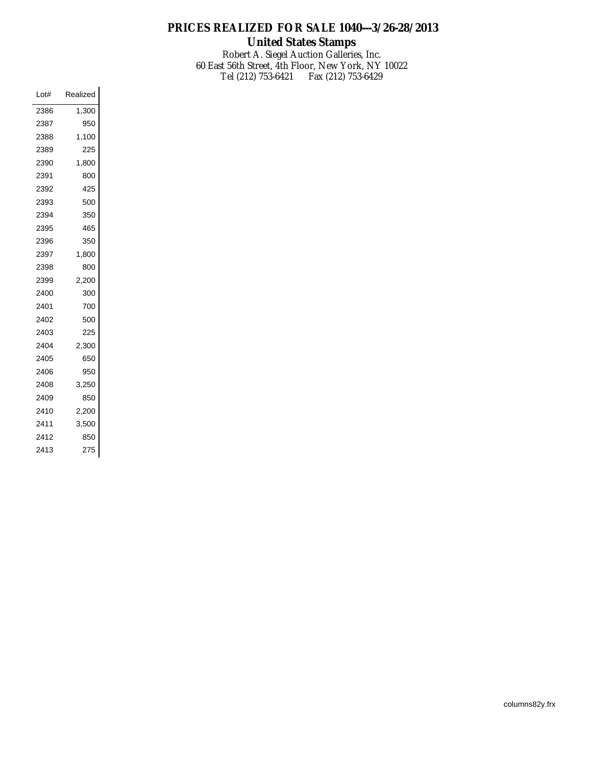# PRICES REALIZED FOR SALE 1040---3/26-28/2013

## United States Stamps

Robert A. Siegel Auction Galleries, Inc.
60 East 56th Street, 4th Floor, New York, NY 10022
Tel (212) 753-6421 Fax (212) 753-6429

| Lot# | Realized |
|---|---|
| 2386 | 1,300 |
| 2387 | 950 |
| 2388 | 1,100 |
| 2389 | 225 |
| 2390 | 1,800 |
| 2391 | 800 |
| 2392 | 425 |
| 2393 | 500 |
| 2394 | 350 |
| 2395 | 465 |
| 2396 | 350 |
| 2397 | 1,800 |
| 2398 | 800 |
| 2399 | 2,200 |
| 2400 | 300 |
| 2401 | 700 |
| 2402 | 500 |
| 2403 | 225 |
| 2404 | 2,300 |
| 2405 | 650 |
| 2406 | 950 |
| 2408 | 3,250 |
| 2409 | 850 |
| 2410 | 2,200 |
| 2411 | 3,500 |
| 2412 | 850 |
| 2413 | 275 |

columns82y.frx